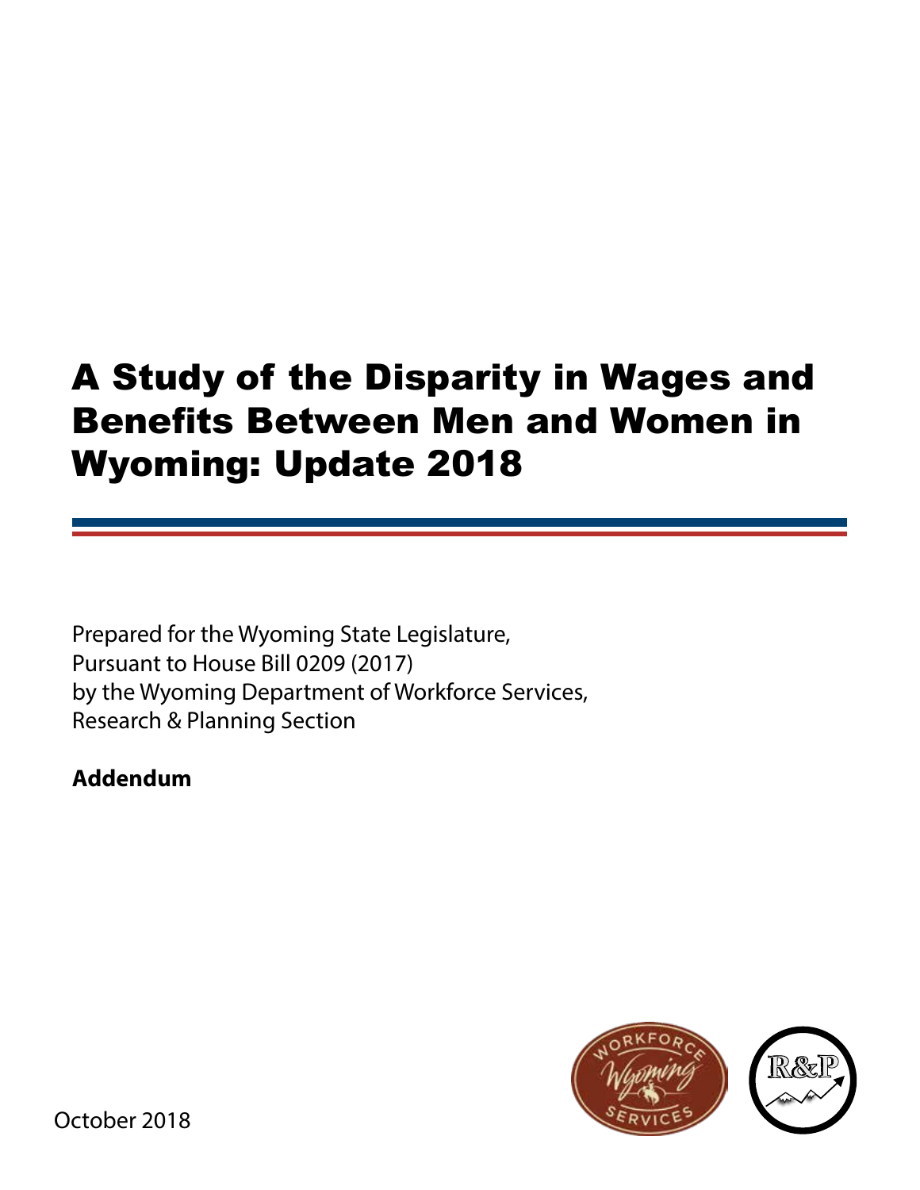# A Study of the Disparity in Wages and Benefits Between Men and Women in Wyoming: Update 2018

Prepared for the Wyoming State Legislature,
Pursuant to House Bill 0209 (2017)
by the Wyoming Department of Workforce Services,
Research & Planning Section

**Addendum**

October 2018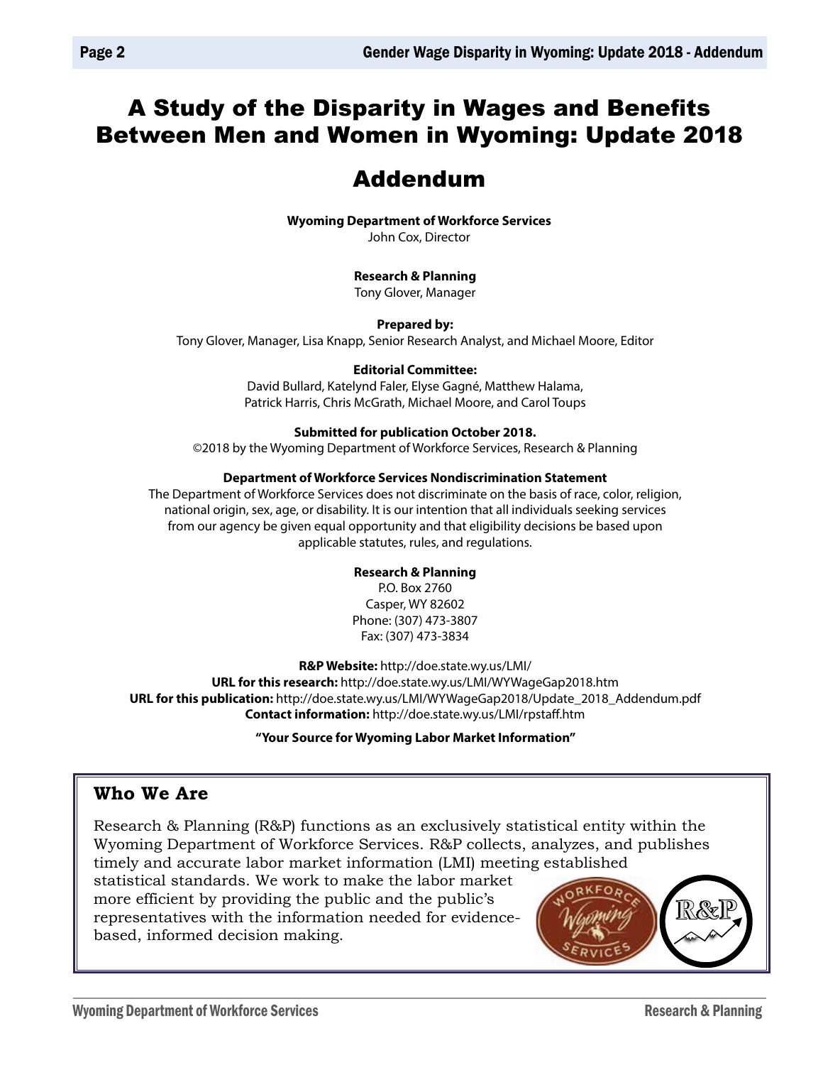# A Study of the Disparity in Wages and Benefits Between Men and Women in Wyoming: Update 2018

# Addendum

**Wyoming Department of Workforce Services**
John Cox, Director

**Research & Planning**
Tony Glover, Manager

**Prepared by:**
Tony Glover, Manager, Lisa Knapp, Senior Research Analyst, and Michael Moore, Editor

**Editorial Committee:**
David Bullard, Katelynd Faler, Elyse Gagné, Matthew Halama,
Patrick Harris, Chris McGrath, Michael Moore, and Carol Toups

**Submitted for publication October 2018.**
©2018 by the Wyoming Department of Workforce Services, Research & Planning

**Department of Workforce Services Nondiscrimination Statement**
The Department of Workforce Services does not discriminate on the basis of race, color, religion, national origin, sex, age, or disability. It is our intention that all individuals seeking services from our agency be given equal opportunity and that eligibility decisions be based upon applicable statutes, rules, and regulations.

**Research & Planning**
P.O. Box 2760
Casper, WY 82602
Phone: (307) 473-3807
Fax: (307) 473-3834

**R&P Website:** http://doe.state.wy.us/LMI/
**URL for this research:** http://doe.state.wy.us/LMI/WYWageGap2018.htm
**URL for this publication:** http://doe.state.wy.us/LMI/WYWageGap2018/Update_2018_Addendum.pdf
**Contact information:** http://doe.state.wy.us/LMI/rpstaff.htm

**"Your Source for Wyoming Labor Market Information"**

## Who We Are

Research & Planning (R&P) functions as an exclusively statistical entity within the Wyoming Department of Workforce Services. R&P collects, analyzes, and publishes timely and accurate labor market information (LMI) meeting established statistical standards. We work to make the labor market more efficient by providing the public and the public's representatives with the information needed for evidence-based, informed decision making.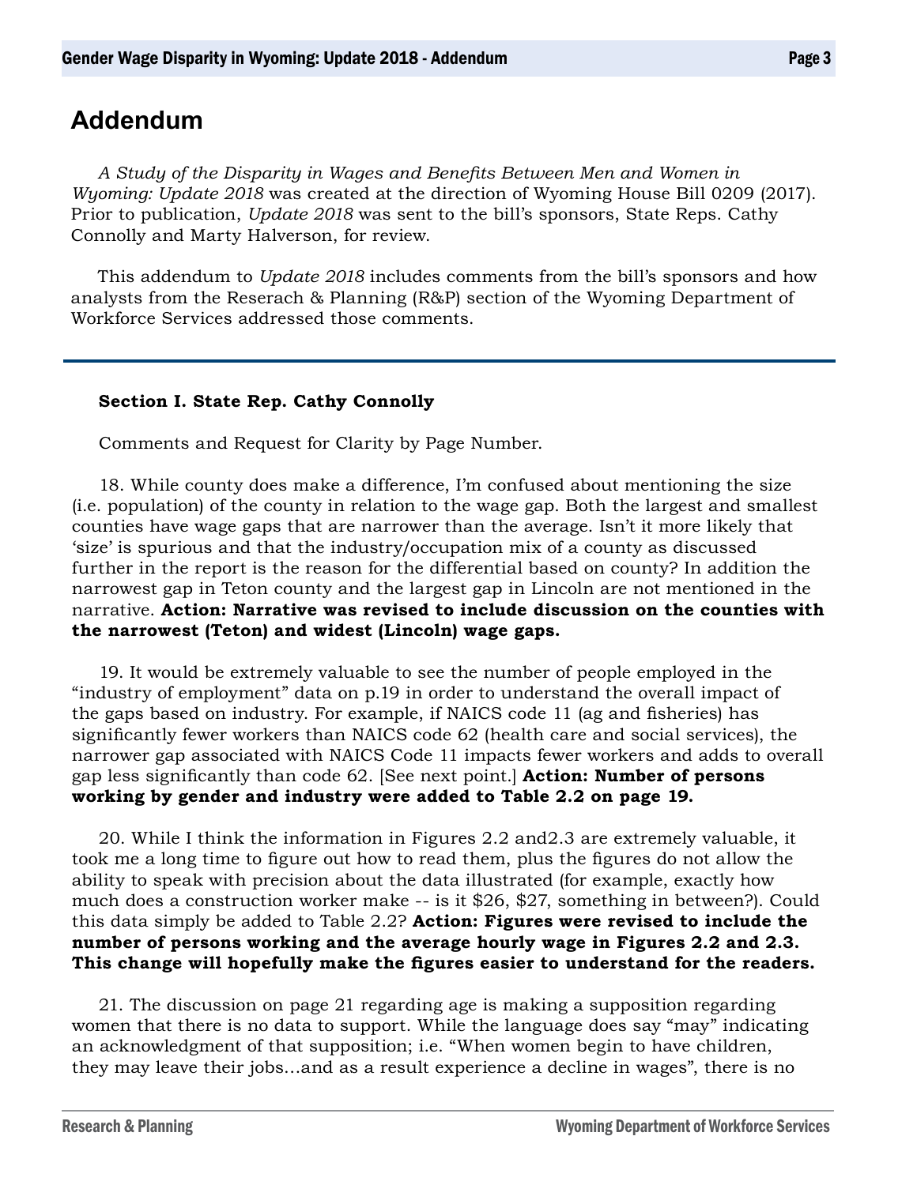# Addendum

*A Study of the Disparity in Wages and Benefits Between Men and Women in Wyoming: Update 2018* was created at the direction of Wyoming House Bill 0209 (2017). Prior to publication, *Update 2018* was sent to the bill's sponsors, State Reps. Cathy Connolly and Marty Halverson, for review.

This addendum to *Update 2018* includes comments from the bill's sponsors and how analysts from the Reserach & Planning (R&P) section of the Wyoming Department of Workforce Services addressed those comments.

---

**Section I. State Rep. Cathy Connolly**

Comments and Request for Clarity by Page Number.

18. While county does make a difference, I'm confused about mentioning the size (i.e. population) of the county in relation to the wage gap. Both the largest and smallest counties have wage gaps that are narrower than the average. Isn't it more likely that 'size' is spurious and that the industry/occupation mix of a county as discussed further in the report is the reason for the differential based on county? In addition the narrowest gap in Teton county and the largest gap in Lincoln are not mentioned in the narrative. **Action: Narrative was revised to include discussion on the counties with the narrowest (Teton) and widest (Lincoln) wage gaps.**

19. It would be extremely valuable to see the number of people employed in the "industry of employment" data on p.19 in order to understand the overall impact of the gaps based on industry. For example, if NAICS code 11 (ag and fisheries) has significantly fewer workers than NAICS code 62 (health care and social services), the narrower gap associated with NAICS Code 11 impacts fewer workers and adds to overall gap less significantly than code 62. [See next point.] **Action: Number of persons working by gender and industry were added to Table 2.2 on page 19.**

20. While I think the information in Figures 2.2 and2.3 are extremely valuable, it took me a long time to figure out how to read them, plus the figures do not allow the ability to speak with precision about the data illustrated (for example, exactly how much does a construction worker make -- is it $26, $27, something in between?). Could this data simply be added to Table 2.2? **Action: Figures were revised to include the number of persons working and the average hourly wage in Figures 2.2 and 2.3. This change will hopefully make the figures easier to understand for the readers.**

21. The discussion on page 21 regarding age is making a supposition regarding women that there is no data to support. While the language does say "may" indicating an acknowledgment of that supposition; i.e. "When women begin to have children, they may leave their jobs…and as a result experience a decline in wages", there is no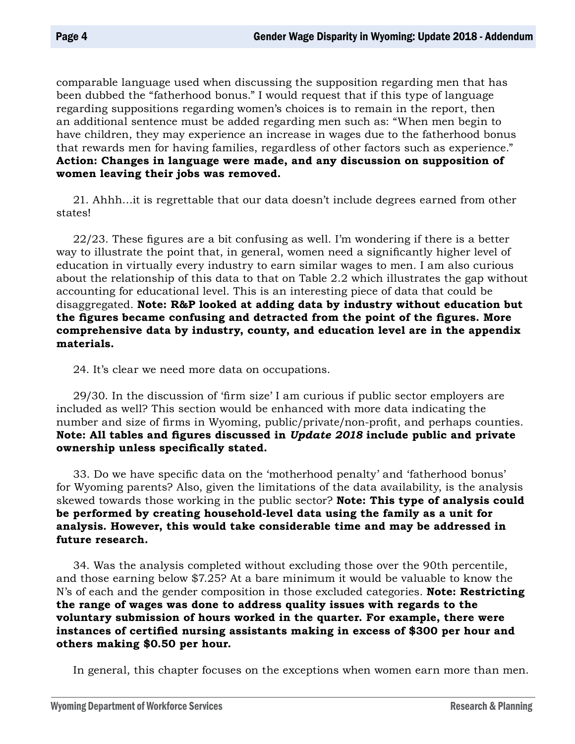comparable language used when discussing the supposition regarding men that has been dubbed the "fatherhood bonus." I would request that if this type of language regarding suppositions regarding women's choices is to remain in the report, then an additional sentence must be added regarding men such as: "When men begin to have children, they may experience an increase in wages due to the fatherhood bonus that rewards men for having families, regardless of other factors such as experience." **Action: Changes in language were made, and any discussion on supposition of women leaving their jobs was removed.**

21. Ahhh…it is regrettable that our data doesn't include degrees earned from other states!

22/23. These figures are a bit confusing as well. I'm wondering if there is a better way to illustrate the point that, in general, women need a significantly higher level of education in virtually every industry to earn similar wages to men. I am also curious about the relationship of this data to that on Table 2.2 which illustrates the gap without accounting for educational level. This is an interesting piece of data that could be disaggregated. **Note: R&P looked at adding data by industry without education but the figures became confusing and detracted from the point of the figures. More comprehensive data by industry, county, and education level are in the appendix materials.**

24. It's clear we need more data on occupations.

29/30. In the discussion of 'firm size' I am curious if public sector employers are included as well? This section would be enhanced with more data indicating the number and size of firms in Wyoming, public/private/non-profit, and perhaps counties. **Note: All tables and figures discussed in *Update 2018* include public and private ownership unless specifically stated.**

33. Do we have specific data on the 'motherhood penalty' and 'fatherhood bonus' for Wyoming parents? Also, given the limitations of the data availability, is the analysis skewed towards those working in the public sector? **Note: This type of analysis could be performed by creating household-level data using the family as a unit for analysis. However, this would take considerable time and may be addressed in future research.**

34. Was the analysis completed without excluding those over the 90th percentile, and those earning below $7.25? At a bare minimum it would be valuable to know the N's of each and the gender composition in those excluded categories. **Note: Restricting the range of wages was done to address quality issues with regards to the voluntary submission of hours worked in the quarter. For example, there were instances of certified nursing assistants making in excess of $300 per hour and others making $0.50 per hour.**

In general, this chapter focuses on the exceptions when women earn more than men.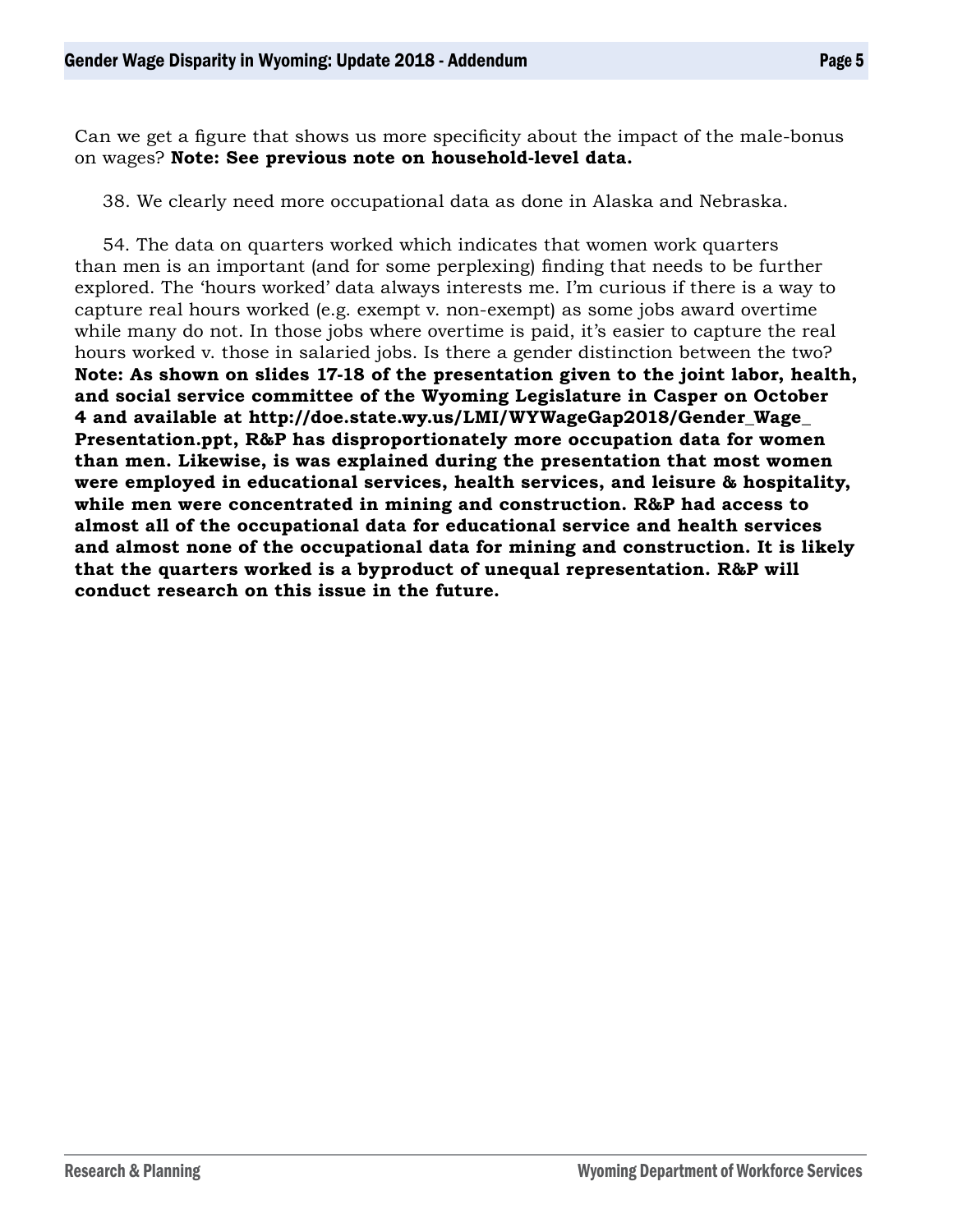Can we get a figure that shows us more specificity about the impact of the male-bonus on wages? **Note: See previous note on household-level data.**

38. We clearly need more occupational data as done in Alaska and Nebraska.

54. The data on quarters worked which indicates that women work quarters than men is an important (and for some perplexing) finding that needs to be further explored. The 'hours worked' data always interests me. I'm curious if there is a way to capture real hours worked (e.g. exempt v. non-exempt) as some jobs award overtime while many do not. In those jobs where overtime is paid, it's easier to capture the real hours worked v. those in salaried jobs. Is there a gender distinction between the two? **Note: As shown on slides 17-18 of the presentation given to the joint labor, health, and social service committee of the Wyoming Legislature in Casper on October 4 and available at http://doe.state.wy.us/LMI/WYWageGap2018/Gender_Wage_Presentation.ppt, R&P has disproportionately more occupation data for women than men. Likewise, is was explained during the presentation that most women were employed in educational services, health services, and leisure & hospitality, while men were concentrated in mining and construction. R&P had access to almost all of the occupational data for educational service and health services and almost none of the occupational data for mining and construction. It is likely that the quarters worked is a byproduct of unequal representation. R&P will conduct research on this issue in the future.**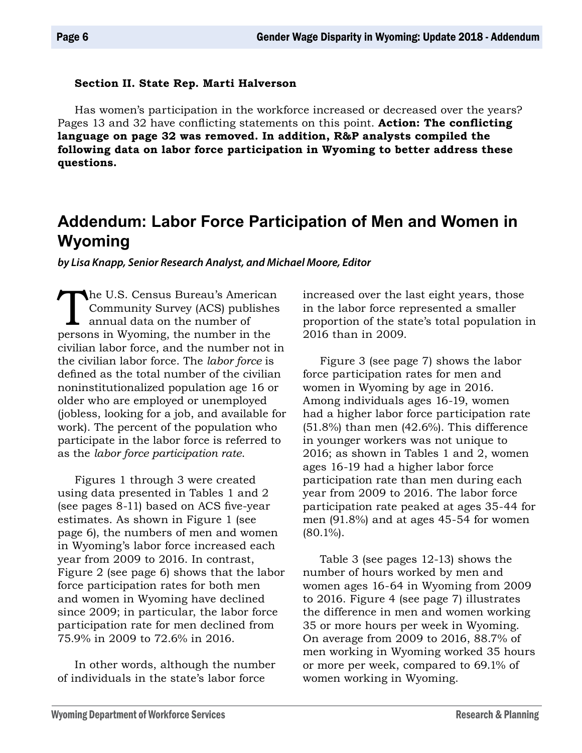**Section II. State Rep. Marti Halverson**

Has women's participation in the workforce increased or decreased over the years? Pages 13 and 32 have conflicting statements on this point. **Action: The conflicting language on page 32 was removed. In addition, R&P analysts compiled the following data on labor force participation in Wyoming to better address these questions.**

## Addendum: Labor Force Participation of Men and Women in Wyoming

***by Lisa Knapp, Senior Research Analyst, and Michael Moore, Editor***

The U.S. Census Bureau's American Community Survey (ACS) publishes annual data on the number of persons in Wyoming, the number in the civilian labor force, and the number not in the civilian labor force. The *labor force* is defined as the total number of the civilian noninstitutionalized population age 16 or older who are employed or unemployed (jobless, looking for a job, and available for work). The percent of the population who participate in the labor force is referred to as the *labor force participation rate*.

Figures 1 through 3 were created using data presented in Tables 1 and 2 (see pages 8-11) based on ACS five-year estimates. As shown in Figure 1 (see page 6), the numbers of men and women in Wyoming's labor force increased each year from 2009 to 2016. In contrast, Figure 2 (see page 6) shows that the labor force participation rates for both men and women in Wyoming have declined since 2009; in particular, the labor force participation rate for men declined from 75.9% in 2009 to 72.6% in 2016.

In other words, although the number of individuals in the state's labor force increased over the last eight years, those in the labor force represented a smaller proportion of the state's total population in 2016 than in 2009.

Figure 3 (see page 7) shows the labor force participation rates for men and women in Wyoming by age in 2016. Among individuals ages 16-19, women had a higher labor force participation rate (51.8%) than men (42.6%). This difference in younger workers was not unique to 2016; as shown in Tables 1 and 2, women ages 16-19 had a higher labor force participation rate than men during each year from 2009 to 2016. The labor force participation rate peaked at ages 35-44 for men (91.8%) and at ages 45-54 for women (80.1%).

Table 3 (see pages 12-13) shows the number of hours worked by men and women ages 16-64 in Wyoming from 2009 to 2016. Figure 4 (see page 7) illustrates the difference in men and women working 35 or more hours per week in Wyoming. On average from 2009 to 2016, 88.7% of men working in Wyoming worked 35 hours or more per week, compared to 69.1% of women working in Wyoming.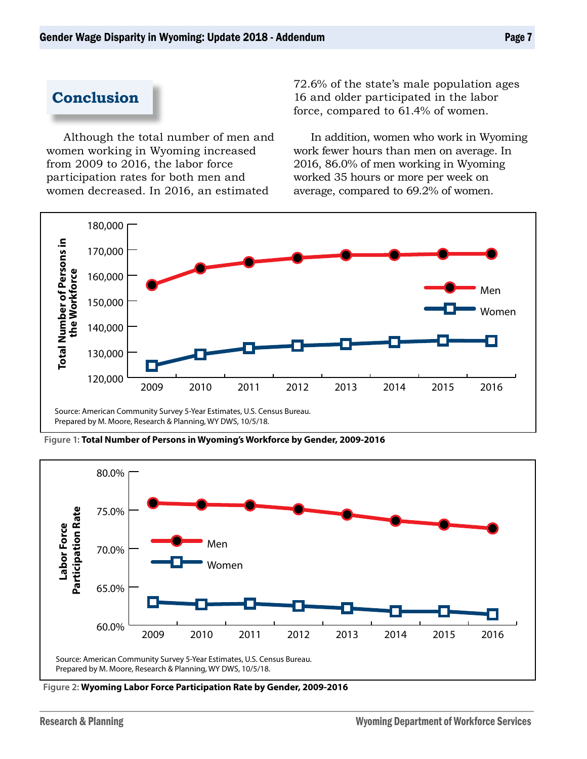## Conclusion

Although the total number of men and women working in Wyoming increased from 2009 to 2016, the labor force participation rates for both men and women decreased. In 2016, an estimated 72.6% of the state's male population ages 16 and older participated in the labor force, compared to 61.4% of women.

In addition, women who work in Wyoming work fewer hours than men on average. In 2016, 86.0% of men working in Wyoming worked 35 hours or more per week on average, compared to 69.2% of women.

Source: American Community Survey 5-Year Estimates, U.S. Census Bureau.
Prepared by M. Moore, Research & Planning, WY DWS, 10/5/18.

Figure 1: **Total Number of Persons in Wyoming's Workforce by Gender, 2009-2016**

Source: American Community Survey 5-Year Estimates, U.S. Census Bureau.
Prepared by M. Moore, Research & Planning, WY DWS, 10/5/18.

Figure 2: **Wyoming Labor Force Participation Rate by Gender, 2009-2016**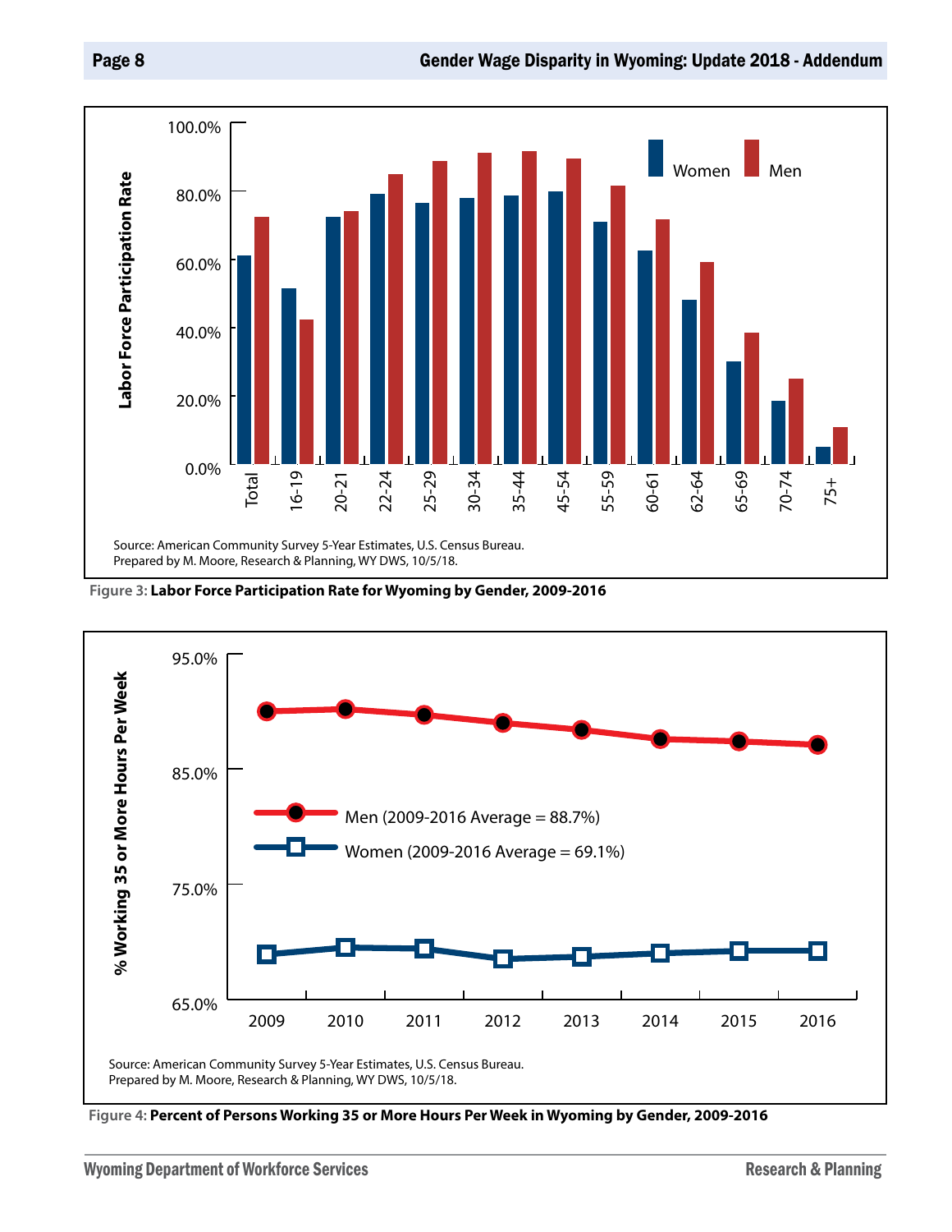Source: American Community Survey 5-Year Estimates, U.S. Census Bureau.
Prepared by M. Moore, Research & Planning, WY DWS, 10/5/18.

**Figure 3:** **Labor Force Participation Rate for Wyoming by Gender, 2009-2016**

Source: American Community Survey 5-Year Estimates, U.S. Census Bureau.
Prepared by M. Moore, Research & Planning, WY DWS, 10/5/18.

**Figure 4:** **Percent of Persons Working 35 or More Hours Per Week in Wyoming by Gender, 2009-2016**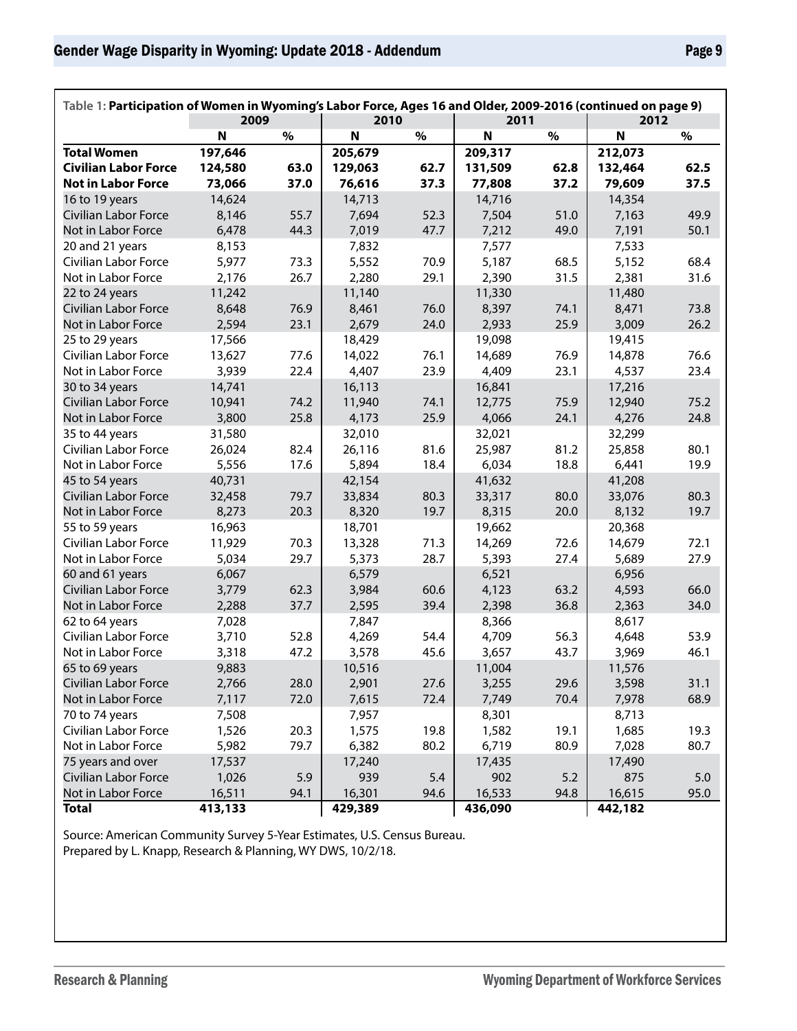Table 1: **Participation of Women in Wyoming's Labor Force, Ages 16 and Older, 2009-2016 (continued on page 9)**

| | 2009 | | 2010 | | 2011 | | 2012 | |
|---|---|---|---|---|---|---|---|---|
| | **N** | **%** | **N** | **%** | **N** | **%** | **N** | **%** |
| **Total Women** | **197,646** | | **205,679** | | **209,317** | | **212,073** | |
| **Civilian Labor Force** | **124,580** | **63.0** | **129,063** | **62.7** | **131,509** | **62.8** | **132,464** | **62.5** |
| **Not in Labor Force** | **73,066** | **37.0** | **76,616** | **37.3** | **77,808** | **37.2** | **79,609** | **37.5** |
| 16 to 19 years | 14,624 | | 14,713 | | 14,716 | | 14,354 | |
| Civilian Labor Force | 8,146 | 55.7 | 7,694 | 52.3 | 7,504 | 51.0 | 7,163 | 49.9 |
| Not in Labor Force | 6,478 | 44.3 | 7,019 | 47.7 | 7,212 | 49.0 | 7,191 | 50.1 |
| 20 and 21 years | 8,153 | | 7,832 | | 7,577 | | 7,533 | |
| Civilian Labor Force | 5,977 | 73.3 | 5,552 | 70.9 | 5,187 | 68.5 | 5,152 | 68.4 |
| Not in Labor Force | 2,176 | 26.7 | 2,280 | 29.1 | 2,390 | 31.5 | 2,381 | 31.6 |
| 22 to 24 years | 11,242 | | 11,140 | | 11,330 | | 11,480 | |
| Civilian Labor Force | 8,648 | 76.9 | 8,461 | 76.0 | 8,397 | 74.1 | 8,471 | 73.8 |
| Not in Labor Force | 2,594 | 23.1 | 2,679 | 24.0 | 2,933 | 25.9 | 3,009 | 26.2 |
| 25 to 29 years | 17,566 | | 18,429 | | 19,098 | | 19,415 | |
| Civilian Labor Force | 13,627 | 77.6 | 14,022 | 76.1 | 14,689 | 76.9 | 14,878 | 76.6 |
| Not in Labor Force | 3,939 | 22.4 | 4,407 | 23.9 | 4,409 | 23.1 | 4,537 | 23.4 |
| 30 to 34 years | 14,741 | | 16,113 | | 16,841 | | 17,216 | |
| Civilian Labor Force | 10,941 | 74.2 | 11,940 | 74.1 | 12,775 | 75.9 | 12,940 | 75.2 |
| Not in Labor Force | 3,800 | 25.8 | 4,173 | 25.9 | 4,066 | 24.1 | 4,276 | 24.8 |
| 35 to 44 years | 31,580 | | 32,010 | | 32,021 | | 32,299 | |
| Civilian Labor Force | 26,024 | 82.4 | 26,116 | 81.6 | 25,987 | 81.2 | 25,858 | 80.1 |
| Not in Labor Force | 5,556 | 17.6 | 5,894 | 18.4 | 6,034 | 18.8 | 6,441 | 19.9 |
| 45 to 54 years | 40,731 | | 42,154 | | 41,632 | | 41,208 | |
| Civilian Labor Force | 32,458 | 79.7 | 33,834 | 80.3 | 33,317 | 80.0 | 33,076 | 80.3 |
| Not in Labor Force | 8,273 | 20.3 | 8,320 | 19.7 | 8,315 | 20.0 | 8,132 | 19.7 |
| 55 to 59 years | 16,963 | | 18,701 | | 19,662 | | 20,368 | |
| Civilian Labor Force | 11,929 | 70.3 | 13,328 | 71.3 | 14,269 | 72.6 | 14,679 | 72.1 |
| Not in Labor Force | 5,034 | 29.7 | 5,373 | 28.7 | 5,393 | 27.4 | 5,689 | 27.9 |
| 60 and 61 years | 6,067 | | 6,579 | | 6,521 | | 6,956 | |
| Civilian Labor Force | 3,779 | 62.3 | 3,984 | 60.6 | 4,123 | 63.2 | 4,593 | 66.0 |
| Not in Labor Force | 2,288 | 37.7 | 2,595 | 39.4 | 2,398 | 36.8 | 2,363 | 34.0 |
| 62 to 64 years | 7,028 | | 7,847 | | 8,366 | | 8,617 | |
| Civilian Labor Force | 3,710 | 52.8 | 4,269 | 54.4 | 4,709 | 56.3 | 4,648 | 53.9 |
| Not in Labor Force | 3,318 | 47.2 | 3,578 | 45.6 | 3,657 | 43.7 | 3,969 | 46.1 |
| 65 to 69 years | 9,883 | | 10,516 | | 11,004 | | 11,576 | |
| Civilian Labor Force | 2,766 | 28.0 | 2,901 | 27.6 | 3,255 | 29.6 | 3,598 | 31.1 |
| Not in Labor Force | 7,117 | 72.0 | 7,615 | 72.4 | 7,749 | 70.4 | 7,978 | 68.9 |
| 70 to 74 years | 7,508 | | 7,957 | | 8,301 | | 8,713 | |
| Civilian Labor Force | 1,526 | 20.3 | 1,575 | 19.8 | 1,582 | 19.1 | 1,685 | 19.3 |
| Not in Labor Force | 5,982 | 79.7 | 6,382 | 80.2 | 6,719 | 80.9 | 7,028 | 80.7 |
| 75 years and over | 17,537 | | 17,240 | | 17,435 | | 17,490 | |
| Civilian Labor Force | 1,026 | 5.9 | 939 | 5.4 | 902 | 5.2 | 875 | 5.0 |
| Not in Labor Force | 16,511 | 94.1 | 16,301 | 94.6 | 16,533 | 94.8 | 16,615 | 95.0 |
| **Total** | **413,133** | | **429,389** | | **436,090** | | **442,182** | |

Source: American Community Survey 5-Year Estimates, U.S. Census Bureau.
Prepared by L. Knapp, Research & Planning, WY DWS, 10/2/18.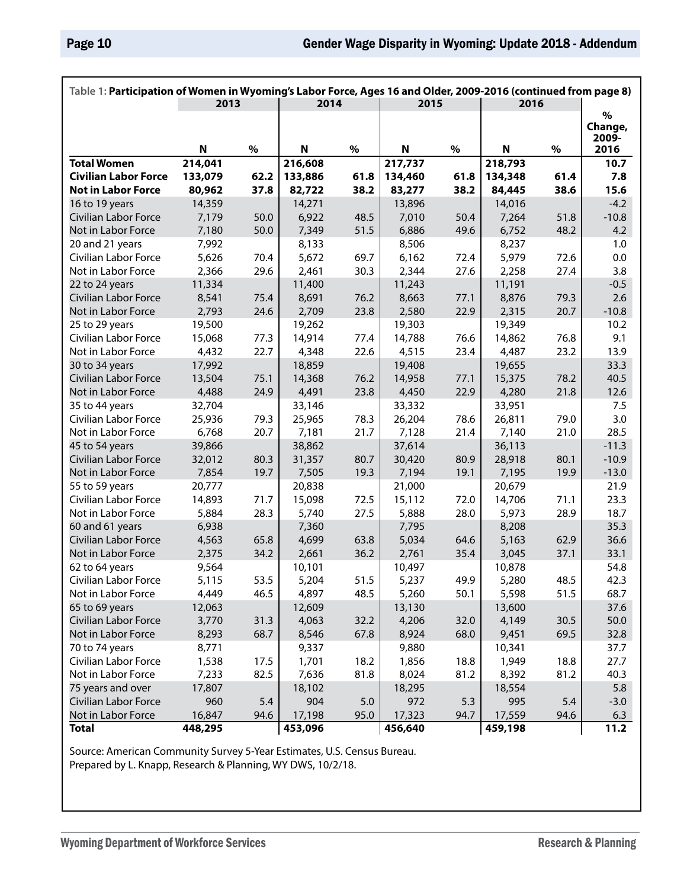Table 1: **Participation of Women in Wyoming's Labor Force, Ages 16 and Older, 2009-2016 (continued from page 8)**

| | 2013 | | 2014 | | 2015 | | 2016 | | % Change, 2009-2016 |
|---|---|---|---|---|---|---|---|---|---|
| | N | % | N | % | N | % | N | % | |
| **Total Women** | **214,041** | | **216,608** | | **217,737** | | **218,793** | | **10.7** |
| **Civilian Labor Force** | **133,079** | **62.2** | **133,886** | **61.8** | **134,460** | **61.8** | **134,348** | **61.4** | **7.8** |
| **Not in Labor Force** | **80,962** | **37.8** | **82,722** | **38.2** | **83,277** | **38.2** | **84,445** | **38.6** | **15.6** |
| 16 to 19 years | 14,359 | | 14,271 | | 13,896 | | 14,016 | | -4.2 |
| Civilian Labor Force | 7,179 | 50.0 | 6,922 | 48.5 | 7,010 | 50.4 | 7,264 | 51.8 | -10.8 |
| Not in Labor Force | 7,180 | 50.0 | 7,349 | 51.5 | 6,886 | 49.6 | 6,752 | 48.2 | 4.2 |
| 20 and 21 years | 7,992 | | 8,133 | | 8,506 | | 8,237 | | 1.0 |
| Civilian Labor Force | 5,626 | 70.4 | 5,672 | 69.7 | 6,162 | 72.4 | 5,979 | 72.6 | 0.0 |
| Not in Labor Force | 2,366 | 29.6 | 2,461 | 30.3 | 2,344 | 27.6 | 2,258 | 27.4 | 3.8 |
| 22 to 24 years | 11,334 | | 11,400 | | 11,243 | | 11,191 | | -0.5 |
| Civilian Labor Force | 8,541 | 75.4 | 8,691 | 76.2 | 8,663 | 77.1 | 8,876 | 79.3 | 2.6 |
| Not in Labor Force | 2,793 | 24.6 | 2,709 | 23.8 | 2,580 | 22.9 | 2,315 | 20.7 | -10.8 |
| 25 to 29 years | 19,500 | | 19,262 | | 19,303 | | 19,349 | | 10.2 |
| Civilian Labor Force | 15,068 | 77.3 | 14,914 | 77.4 | 14,788 | 76.6 | 14,862 | 76.8 | 9.1 |
| Not in Labor Force | 4,432 | 22.7 | 4,348 | 22.6 | 4,515 | 23.4 | 4,487 | 23.2 | 13.9 |
| 30 to 34 years | 17,992 | | 18,859 | | 19,408 | | 19,655 | | 33.3 |
| Civilian Labor Force | 13,504 | 75.1 | 14,368 | 76.2 | 14,958 | 77.1 | 15,375 | 78.2 | 40.5 |
| Not in Labor Force | 4,488 | 24.9 | 4,491 | 23.8 | 4,450 | 22.9 | 4,280 | 21.8 | 12.6 |
| 35 to 44 years | 32,704 | | 33,146 | | 33,332 | | 33,951 | | 7.5 |
| Civilian Labor Force | 25,936 | 79.3 | 25,965 | 78.3 | 26,204 | 78.6 | 26,811 | 79.0 | 3.0 |
| Not in Labor Force | 6,768 | 20.7 | 7,181 | 21.7 | 7,128 | 21.4 | 7,140 | 21.0 | 28.5 |
| 45 to 54 years | 39,866 | | 38,862 | | 37,614 | | 36,113 | | -11.3 |
| Civilian Labor Force | 32,012 | 80.3 | 31,357 | 80.7 | 30,420 | 80.9 | 28,918 | 80.1 | -10.9 |
| Not in Labor Force | 7,854 | 19.7 | 7,505 | 19.3 | 7,194 | 19.1 | 7,195 | 19.9 | -13.0 |
| 55 to 59 years | 20,777 | | 20,838 | | 21,000 | | 20,679 | | 21.9 |
| Civilian Labor Force | 14,893 | 71.7 | 15,098 | 72.5 | 15,112 | 72.0 | 14,706 | 71.1 | 23.3 |
| Not in Labor Force | 5,884 | 28.3 | 5,740 | 27.5 | 5,888 | 28.0 | 5,973 | 28.9 | 18.7 |
| 60 and 61 years | 6,938 | | 7,360 | | 7,795 | | 8,208 | | 35.3 |
| Civilian Labor Force | 4,563 | 65.8 | 4,699 | 63.8 | 5,034 | 64.6 | 5,163 | 62.9 | 36.6 |
| Not in Labor Force | 2,375 | 34.2 | 2,661 | 36.2 | 2,761 | 35.4 | 3,045 | 37.1 | 33.1 |
| 62 to 64 years | 9,564 | | 10,101 | | 10,497 | | 10,878 | | 54.8 |
| Civilian Labor Force | 5,115 | 53.5 | 5,204 | 51.5 | 5,237 | 49.9 | 5,280 | 48.5 | 42.3 |
| Not in Labor Force | 4,449 | 46.5 | 4,897 | 48.5 | 5,260 | 50.1 | 5,598 | 51.5 | 68.7 |
| 65 to 69 years | 12,063 | | 12,609 | | 13,130 | | 13,600 | | 37.6 |
| Civilian Labor Force | 3,770 | 31.3 | 4,063 | 32.2 | 4,206 | 32.0 | 4,149 | 30.5 | 50.0 |
| Not in Labor Force | 8,293 | 68.7 | 8,546 | 67.8 | 8,924 | 68.0 | 9,451 | 69.5 | 32.8 |
| 70 to 74 years | 8,771 | | 9,337 | | 9,880 | | 10,341 | | 37.7 |
| Civilian Labor Force | 1,538 | 17.5 | 1,701 | 18.2 | 1,856 | 18.8 | 1,949 | 18.8 | 27.7 |
| Not in Labor Force | 7,233 | 82.5 | 7,636 | 81.8 | 8,024 | 81.2 | 8,392 | 81.2 | 40.3 |
| 75 years and over | 17,807 | | 18,102 | | 18,295 | | 18,554 | | 5.8 |
| Civilian Labor Force | 960 | 5.4 | 904 | 5.0 | 972 | 5.3 | 995 | 5.4 | -3.0 |
| Not in Labor Force | 16,847 | 94.6 | 17,198 | 95.0 | 17,323 | 94.7 | 17,559 | 94.6 | 6.3 |
| **Total** | **448,295** | | **453,096** | | **456,640** | | **459,198** | | **11.2** |

Source: American Community Survey 5-Year Estimates, U.S. Census Bureau.
Prepared by L. Knapp, Research & Planning, WY DWS, 10/2/18.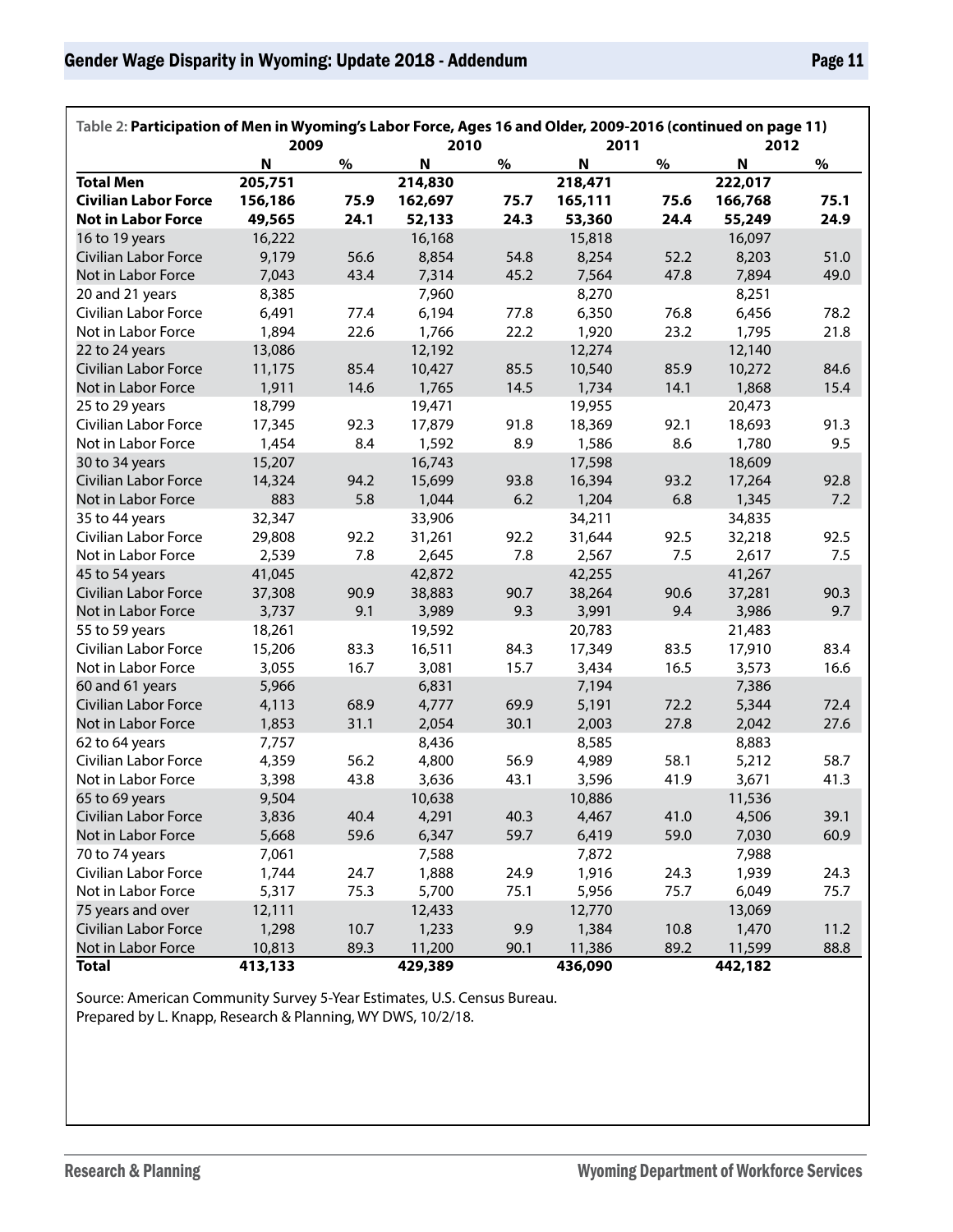Table 2: **Participation of Men in Wyoming's Labor Force, Ages 16 and Older, 2009-2016 (continued on page 11)**

| | 2009 | | 2010 | | 2011 | | 2012 | |
|---|---|---|---|---|---|---|---|---|
| | N | % | N | % | N | % | N | % |
| **Total Men** | **205,751** | | **214,830** | | **218,471** | | **222,017** | |
| **Civilian Labor Force** | **156,186** | **75.9** | **162,697** | **75.7** | **165,111** | **75.6** | **166,768** | **75.1** |
| **Not in Labor Force** | **49,565** | **24.1** | **52,133** | **24.3** | **53,360** | **24.4** | **55,249** | **24.9** |
| 16 to 19 years | 16,222 | | 16,168 | | 15,818 | | 16,097 | |
| Civilian Labor Force | 9,179 | 56.6 | 8,854 | 54.8 | 8,254 | 52.2 | 8,203 | 51.0 |
| Not in Labor Force | 7,043 | 43.4 | 7,314 | 45.2 | 7,564 | 47.8 | 7,894 | 49.0 |
| 20 and 21 years | 8,385 | | 7,960 | | 8,270 | | 8,251 | |
| Civilian Labor Force | 6,491 | 77.4 | 6,194 | 77.8 | 6,350 | 76.8 | 6,456 | 78.2 |
| Not in Labor Force | 1,894 | 22.6 | 1,766 | 22.2 | 1,920 | 23.2 | 1,795 | 21.8 |
| 22 to 24 years | 13,086 | | 12,192 | | 12,274 | | 12,140 | |
| Civilian Labor Force | 11,175 | 85.4 | 10,427 | 85.5 | 10,540 | 85.9 | 10,272 | 84.6 |
| Not in Labor Force | 1,911 | 14.6 | 1,765 | 14.5 | 1,734 | 14.1 | 1,868 | 15.4 |
| 25 to 29 years | 18,799 | | 19,471 | | 19,955 | | 20,473 | |
| Civilian Labor Force | 17,345 | 92.3 | 17,879 | 91.8 | 18,369 | 92.1 | 18,693 | 91.3 |
| Not in Labor Force | 1,454 | 8.4 | 1,592 | 8.9 | 1,586 | 8.6 | 1,780 | 9.5 |
| 30 to 34 years | 15,207 | | 16,743 | | 17,598 | | 18,609 | |
| Civilian Labor Force | 14,324 | 94.2 | 15,699 | 93.8 | 16,394 | 93.2 | 17,264 | 92.8 |
| Not in Labor Force | 883 | 5.8 | 1,044 | 6.2 | 1,204 | 6.8 | 1,345 | 7.2 |
| 35 to 44 years | 32,347 | | 33,906 | | 34,211 | | 34,835 | |
| Civilian Labor Force | 29,808 | 92.2 | 31,261 | 92.2 | 31,644 | 92.5 | 32,218 | 92.5 |
| Not in Labor Force | 2,539 | 7.8 | 2,645 | 7.8 | 2,567 | 7.5 | 2,617 | 7.5 |
| 45 to 54 years | 41,045 | | 42,872 | | 42,255 | | 41,267 | |
| Civilian Labor Force | 37,308 | 90.9 | 38,883 | 90.7 | 38,264 | 90.6 | 37,281 | 90.3 |
| Not in Labor Force | 3,737 | 9.1 | 3,989 | 9.3 | 3,991 | 9.4 | 3,986 | 9.7 |
| 55 to 59 years | 18,261 | | 19,592 | | 20,783 | | 21,483 | |
| Civilian Labor Force | 15,206 | 83.3 | 16,511 | 84.3 | 17,349 | 83.5 | 17,910 | 83.4 |
| Not in Labor Force | 3,055 | 16.7 | 3,081 | 15.7 | 3,434 | 16.5 | 3,573 | 16.6 |
| 60 and 61 years | 5,966 | | 6,831 | | 7,194 | | 7,386 | |
| Civilian Labor Force | 4,113 | 68.9 | 4,777 | 69.9 | 5,191 | 72.2 | 5,344 | 72.4 |
| Not in Labor Force | 1,853 | 31.1 | 2,054 | 30.1 | 2,003 | 27.8 | 2,042 | 27.6 |
| 62 to 64 years | 7,757 | | 8,436 | | 8,585 | | 8,883 | |
| Civilian Labor Force | 4,359 | 56.2 | 4,800 | 56.9 | 4,989 | 58.1 | 5,212 | 58.7 |
| Not in Labor Force | 3,398 | 43.8 | 3,636 | 43.1 | 3,596 | 41.9 | 3,671 | 41.3 |
| 65 to 69 years | 9,504 | | 10,638 | | 10,886 | | 11,536 | |
| Civilian Labor Force | 3,836 | 40.4 | 4,291 | 40.3 | 4,467 | 41.0 | 4,506 | 39.1 |
| Not in Labor Force | 5,668 | 59.6 | 6,347 | 59.7 | 6,419 | 59.0 | 7,030 | 60.9 |
| 70 to 74 years | 7,061 | | 7,588 | | 7,872 | | 7,988 | |
| Civilian Labor Force | 1,744 | 24.7 | 1,888 | 24.9 | 1,916 | 24.3 | 1,939 | 24.3 |
| Not in Labor Force | 5,317 | 75.3 | 5,700 | 75.1 | 5,956 | 75.7 | 6,049 | 75.7 |
| 75 years and over | 12,111 | | 12,433 | | 12,770 | | 13,069 | |
| Civilian Labor Force | 1,298 | 10.7 | 1,233 | 9.9 | 1,384 | 10.8 | 1,470 | 11.2 |
| Not in Labor Force | 10,813 | 89.3 | 11,200 | 90.1 | 11,386 | 89.2 | 11,599 | 88.8 |
| **Total** | **413,133** | | **429,389** | | **436,090** | | **442,182** | |

Source: American Community Survey 5-Year Estimates, U.S. Census Bureau.
Prepared by L. Knapp, Research & Planning, WY DWS, 10/2/18.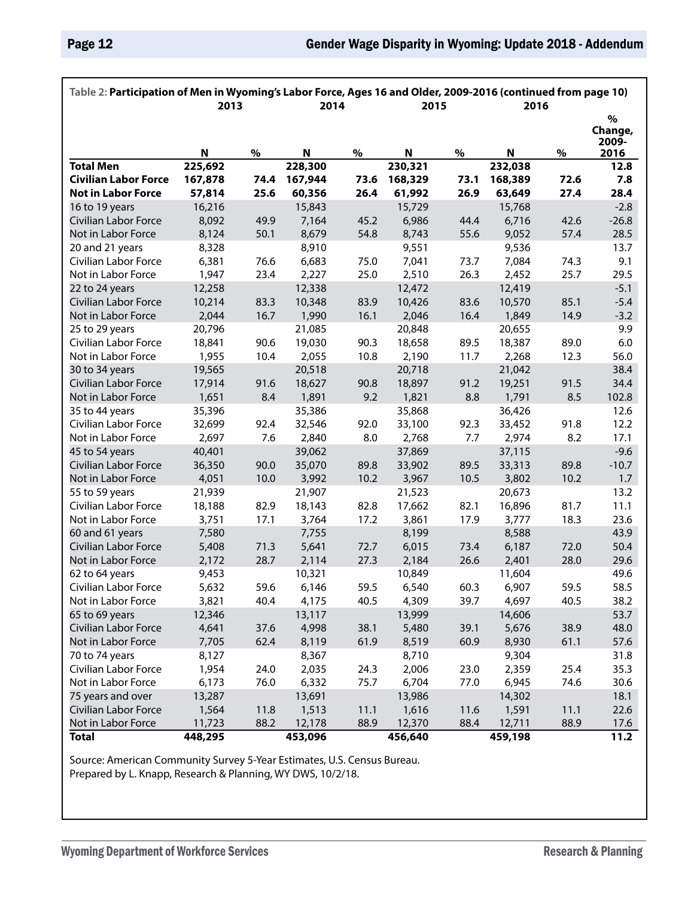Table 2: **Participation of Men in Wyoming's Labor Force, Ages 16 and Older, 2009-2016 (continued from page 10)**

| | 2013 | | 2014 | | 2015 | | 2016 | | |
|---|---|---|---|---|---|---|---|---|---|
| | **N** | **%** | **N** | **%** | **N** | **%** | **N** | **%** | **% Change, 2009-2016** |
| **Total Men** | **225,692** | | **228,300** | | **230,321** | | **232,038** | | **12.8** |
| **Civilian Labor Force** | **167,878** | **74.4** | **167,944** | **73.6** | **168,329** | **73.1** | **168,389** | **72.6** | **7.8** |
| **Not in Labor Force** | **57,814** | **25.6** | **60,356** | **26.4** | **61,992** | **26.9** | **63,649** | **27.4** | **28.4** |
| 16 to 19 years | 16,216 | | 15,843 | | 15,729 | | 15,768 | | -2.8 |
| Civilian Labor Force | 8,092 | 49.9 | 7,164 | 45.2 | 6,986 | 44.4 | 6,716 | 42.6 | -26.8 |
| Not in Labor Force | 8,124 | 50.1 | 8,679 | 54.8 | 8,743 | 55.6 | 9,052 | 57.4 | 28.5 |
| 20 and 21 years | 8,328 | | 8,910 | | 9,551 | | 9,536 | | 13.7 |
| Civilian Labor Force | 6,381 | 76.6 | 6,683 | 75.0 | 7,041 | 73.7 | 7,084 | 74.3 | 9.1 |
| Not in Labor Force | 1,947 | 23.4 | 2,227 | 25.0 | 2,510 | 26.3 | 2,452 | 25.7 | 29.5 |
| 22 to 24 years | 12,258 | | 12,338 | | 12,472 | | 12,419 | | -5.1 |
| Civilian Labor Force | 10,214 | 83.3 | 10,348 | 83.9 | 10,426 | 83.6 | 10,570 | 85.1 | -5.4 |
| Not in Labor Force | 2,044 | 16.7 | 1,990 | 16.1 | 2,046 | 16.4 | 1,849 | 14.9 | -3.2 |
| 25 to 29 years | 20,796 | | 21,085 | | 20,848 | | 20,655 | | 9.9 |
| Civilian Labor Force | 18,841 | 90.6 | 19,030 | 90.3 | 18,658 | 89.5 | 18,387 | 89.0 | 6.0 |
| Not in Labor Force | 1,955 | 10.4 | 2,055 | 10.8 | 2,190 | 11.7 | 2,268 | 12.3 | 56.0 |
| 30 to 34 years | 19,565 | | 20,518 | | 20,718 | | 21,042 | | 38.4 |
| Civilian Labor Force | 17,914 | 91.6 | 18,627 | 90.8 | 18,897 | 91.2 | 19,251 | 91.5 | 34.4 |
| Not in Labor Force | 1,651 | 8.4 | 1,891 | 9.2 | 1,821 | 8.8 | 1,791 | 8.5 | 102.8 |
| 35 to 44 years | 35,396 | | 35,386 | | 35,868 | | 36,426 | | 12.6 |
| Civilian Labor Force | 32,699 | 92.4 | 32,546 | 92.0 | 33,100 | 92.3 | 33,452 | 91.8 | 12.2 |
| Not in Labor Force | 2,697 | 7.6 | 2,840 | 8.0 | 2,768 | 7.7 | 2,974 | 8.2 | 17.1 |
| 45 to 54 years | 40,401 | | 39,062 | | 37,869 | | 37,115 | | -9.6 |
| Civilian Labor Force | 36,350 | 90.0 | 35,070 | 89.8 | 33,902 | 89.5 | 33,313 | 89.8 | -10.7 |
| Not in Labor Force | 4,051 | 10.0 | 3,992 | 10.2 | 3,967 | 10.5 | 3,802 | 10.2 | 1.7 |
| 55 to 59 years | 21,939 | | 21,907 | | 21,523 | | 20,673 | | 13.2 |
| Civilian Labor Force | 18,188 | 82.9 | 18,143 | 82.8 | 17,662 | 82.1 | 16,896 | 81.7 | 11.1 |
| Not in Labor Force | 3,751 | 17.1 | 3,764 | 17.2 | 3,861 | 17.9 | 3,777 | 18.3 | 23.6 |
| 60 and 61 years | 7,580 | | 7,755 | | 8,199 | | 8,588 | | 43.9 |
| Civilian Labor Force | 5,408 | 71.3 | 5,641 | 72.7 | 6,015 | 73.4 | 6,187 | 72.0 | 50.4 |
| Not in Labor Force | 2,172 | 28.7 | 2,114 | 27.3 | 2,184 | 26.6 | 2,401 | 28.0 | 29.6 |
| 62 to 64 years | 9,453 | | 10,321 | | 10,849 | | 11,604 | | 49.6 |
| Civilian Labor Force | 5,632 | 59.6 | 6,146 | 59.5 | 6,540 | 60.3 | 6,907 | 59.5 | 58.5 |
| Not in Labor Force | 3,821 | 40.4 | 4,175 | 40.5 | 4,309 | 39.7 | 4,697 | 40.5 | 38.2 |
| 65 to 69 years | 12,346 | | 13,117 | | 13,999 | | 14,606 | | 53.7 |
| Civilian Labor Force | 4,641 | 37.6 | 4,998 | 38.1 | 5,480 | 39.1 | 5,676 | 38.9 | 48.0 |
| Not in Labor Force | 7,705 | 62.4 | 8,119 | 61.9 | 8,519 | 60.9 | 8,930 | 61.1 | 57.6 |
| 70 to 74 years | 8,127 | | 8,367 | | 8,710 | | 9,304 | | 31.8 |
| Civilian Labor Force | 1,954 | 24.0 | 2,035 | 24.3 | 2,006 | 23.0 | 2,359 | 25.4 | 35.3 |
| Not in Labor Force | 6,173 | 76.0 | 6,332 | 75.7 | 6,704 | 77.0 | 6,945 | 74.6 | 30.6 |
| 75 years and over | 13,287 | | 13,691 | | 13,986 | | 14,302 | | 18.1 |
| Civilian Labor Force | 1,564 | 11.8 | 1,513 | 11.1 | 1,616 | 11.6 | 1,591 | 11.1 | 22.6 |
| Not in Labor Force | 11,723 | 88.2 | 12,178 | 88.9 | 12,370 | 88.4 | 12,711 | 88.9 | 17.6 |
| **Total** | **448,295** | | **453,096** | | **456,640** | | **459,198** | | **11.2** |

Source: American Community Survey 5-Year Estimates, U.S. Census Bureau.
Prepared by L. Knapp, Research & Planning, WY DWS, 10/2/18.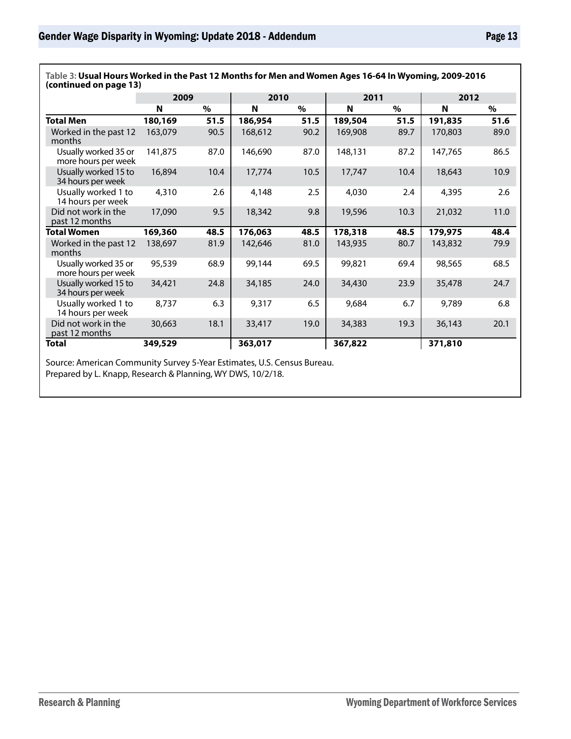Table 3: **Usual Hours Worked in the Past 12 Months for Men and Women Ages 16-64 In Wyoming, 2009-2016 (continued on page 13)**

| | 2009 | | 2010 | | 2011 | | 2012 | |
|---|---|---|---|---|---|---|---|---|
| | N | % | N | % | N | % | N | % |
| **Total Men** | **180,169** | **51.5** | **186,954** | **51.5** | **189,504** | **51.5** | **191,835** | **51.6** |
| Worked in the past 12 months | 163,079 | 90.5 | 168,612 | 90.2 | 169,908 | 89.7 | 170,803 | 89.0 |
| Usually worked 35 or more hours per week | 141,875 | 87.0 | 146,690 | 87.0 | 148,131 | 87.2 | 147,765 | 86.5 |
| Usually worked 15 to 34 hours per week | 16,894 | 10.4 | 17,774 | 10.5 | 17,747 | 10.4 | 18,643 | 10.9 |
| Usually worked 1 to 14 hours per week | 4,310 | 2.6 | 4,148 | 2.5 | 4,030 | 2.4 | 4,395 | 2.6 |
| Did not work in the past 12 months | 17,090 | 9.5 | 18,342 | 9.8 | 19,596 | 10.3 | 21,032 | 11.0 |
| **Total Women** | **169,360** | **48.5** | **176,063** | **48.5** | **178,318** | **48.5** | **179,975** | **48.4** |
| Worked in the past 12 months | 138,697 | 81.9 | 142,646 | 81.0 | 143,935 | 80.7 | 143,832 | 79.9 |
| Usually worked 35 or more hours per week | 95,539 | 68.9 | 99,144 | 69.5 | 99,821 | 69.4 | 98,565 | 68.5 |
| Usually worked 15 to 34 hours per week | 34,421 | 24.8 | 34,185 | 24.0 | 34,430 | 23.9 | 35,478 | 24.7 |
| Usually worked 1 to 14 hours per week | 8,737 | 6.3 | 9,317 | 6.5 | 9,684 | 6.7 | 9,789 | 6.8 |
| Did not work in the past 12 months | 30,663 | 18.1 | 33,417 | 19.0 | 34,383 | 19.3 | 36,143 | 20.1 |
| **Total** | **349,529** | | **363,017** | | **367,822** | | **371,810** | |

Source: American Community Survey 5-Year Estimates, U.S. Census Bureau.
Prepared by L. Knapp, Research & Planning, WY DWS, 10/2/18.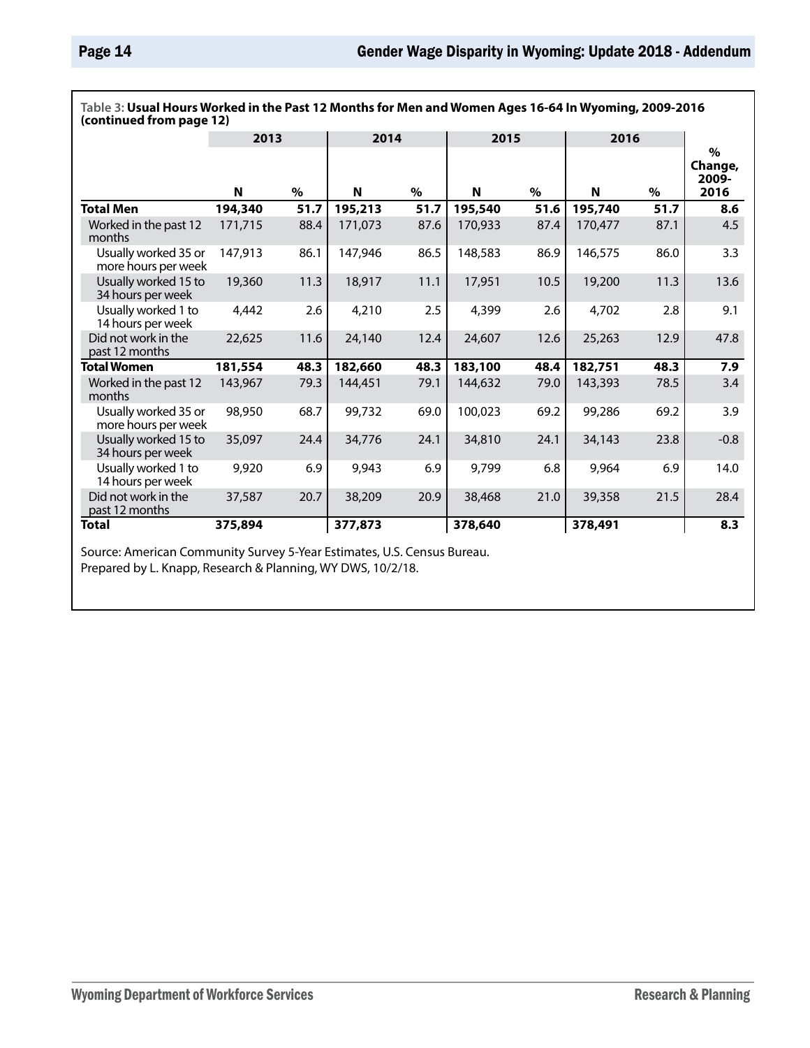Table 3: **Usual Hours Worked in the Past 12 Months for Men and Women Ages 16-64 In Wyoming, 2009-2016 (continued from page 12)**

| | 2013 | | 2014 | | 2015 | | 2016 | | % Change, 2009-2016 |
|---|---|---|---|---|---|---|---|---|---|
| | N | % | N | % | N | % | N | % | |
| **Total Men** | **194,340** | **51.7** | **195,213** | **51.7** | **195,540** | **51.6** | **195,740** | **51.7** | **8.6** |
| Worked in the past 12 months | 171,715 | 88.4 | 171,073 | 87.6 | 170,933 | 87.4 | 170,477 | 87.1 | 4.5 |
| Usually worked 35 or more hours per week | 147,913 | 86.1 | 147,946 | 86.5 | 148,583 | 86.9 | 146,575 | 86.0 | 3.3 |
| Usually worked 15 to 34 hours per week | 19,360 | 11.3 | 18,917 | 11.1 | 17,951 | 10.5 | 19,200 | 11.3 | 13.6 |
| Usually worked 1 to 14 hours per week | 4,442 | 2.6 | 4,210 | 2.5 | 4,399 | 2.6 | 4,702 | 2.8 | 9.1 |
| Did not work in the past 12 months | 22,625 | 11.6 | 24,140 | 12.4 | 24,607 | 12.6 | 25,263 | 12.9 | 47.8 |
| **Total Women** | **181,554** | **48.3** | **182,660** | **48.3** | **183,100** | **48.4** | **182,751** | **48.3** | **7.9** |
| Worked in the past 12 months | 143,967 | 79.3 | 144,451 | 79.1 | 144,632 | 79.0 | 143,393 | 78.5 | 3.4 |
| Usually worked 35 or more hours per week | 98,950 | 68.7 | 99,732 | 69.0 | 100,023 | 69.2 | 99,286 | 69.2 | 3.9 |
| Usually worked 15 to 34 hours per week | 35,097 | 24.4 | 34,776 | 24.1 | 34,810 | 24.1 | 34,143 | 23.8 | -0.8 |
| Usually worked 1 to 14 hours per week | 9,920 | 6.9 | 9,943 | 6.9 | 9,799 | 6.8 | 9,964 | 6.9 | 14.0 |
| Did not work in the past 12 months | 37,587 | 20.7 | 38,209 | 20.9 | 38,468 | 21.0 | 39,358 | 21.5 | 28.4 |
| **Total** | **375,894** | | **377,873** | | **378,640** | | **378,491** | | **8.3** |

Source: American Community Survey 5-Year Estimates, U.S. Census Bureau.
Prepared by L. Knapp, Research & Planning, WY DWS, 10/2/18.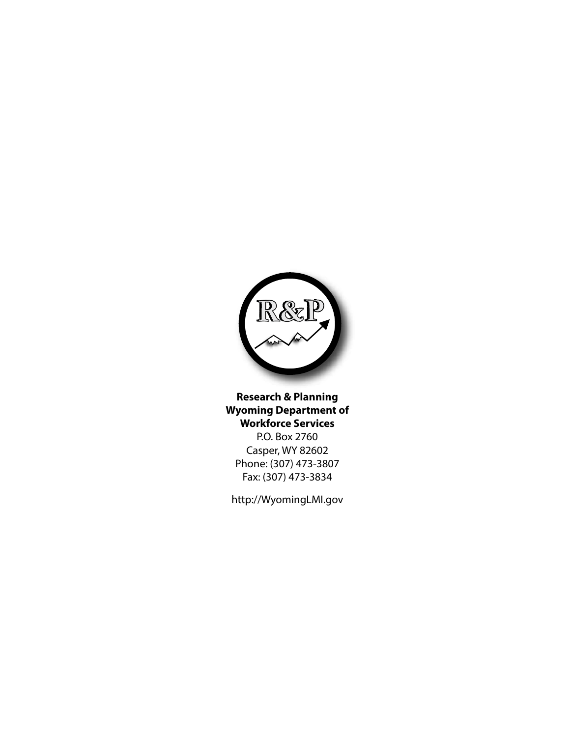**Research & Planning**
**Wyoming Department of**
**Workforce Services**

P.O. Box 2760
Casper, WY 82602
Phone: (307) 473-3807
Fax: (307) 473-3834

http://WyomingLMI.gov